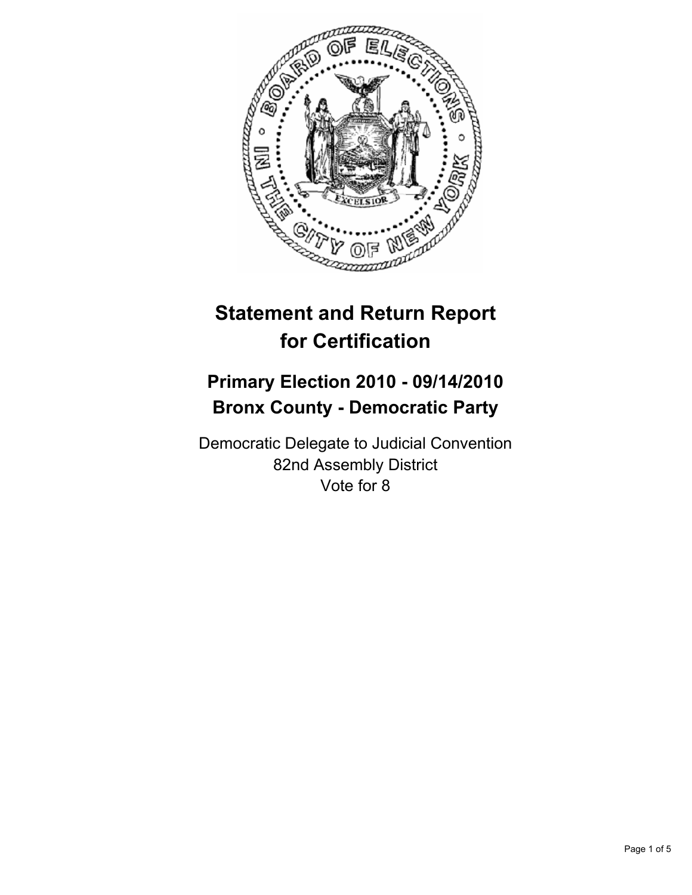# Statement and Return Report for Certification

## Primary Election 2010 - 09/14/2010
## Bronx County - Democratic Party

Democratic Delegate to Judicial Convention
82nd Assembly District
Vote for 8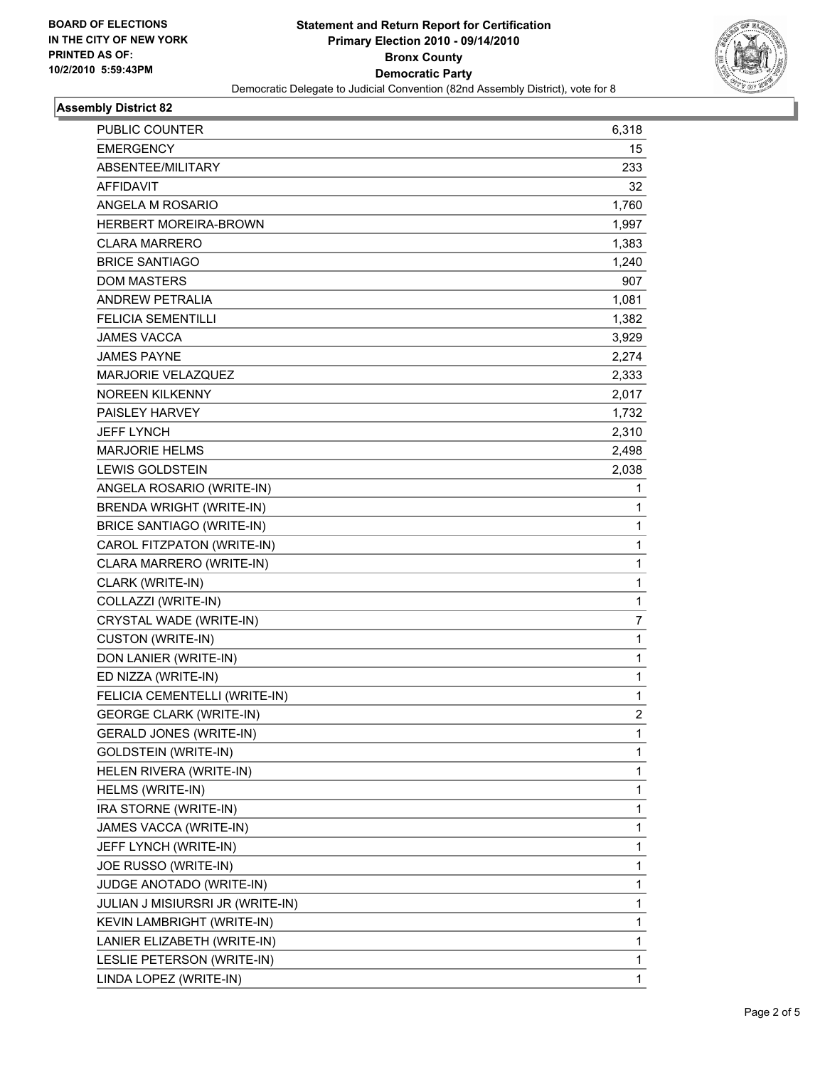**BOARD OF ELECTIONS IN THE CITY OF NEW YORK PRINTED AS OF: 10/2/2010 5:59:43PM**

# Statement and Return Report for Certification
## Primary Election 2010 - 09/14/2010
## Bronx County
## Democratic Party
### Democratic Delegate to Judicial Convention (82nd Assembly District), vote for 8

**Assembly District 82**

| | |
|---|---|
| PUBLIC COUNTER | 6,318 |
| EMERGENCY | 15 |
| ABSENTEE/MILITARY | 233 |
| AFFIDAVIT | 32 |
| ANGELA M ROSARIO | 1,760 |
| HERBERT MOREIRA-BROWN | 1,997 |
| CLARA MARRERO | 1,383 |
| BRICE SANTIAGO | 1,240 |
| DOM MASTERS | 907 |
| ANDREW PETRALIA | 1,081 |
| FELICIA SEMENTILLI | 1,382 |
| JAMES VACCA | 3,929 |
| JAMES PAYNE | 2,274 |
| MARJORIE VELAZQUEZ | 2,333 |
| NOREEN KILKENNY | 2,017 |
| PAISLEY HARVEY | 1,732 |
| JEFF LYNCH | 2,310 |
| MARJORIE HELMS | 2,498 |
| LEWIS GOLDSTEIN | 2,038 |
| ANGELA ROSARIO (WRITE-IN) | 1 |
| BRENDA WRIGHT (WRITE-IN) | 1 |
| BRICE SANTIAGO (WRITE-IN) | 1 |
| CAROL FITZPATON (WRITE-IN) | 1 |
| CLARA MARRERO (WRITE-IN) | 1 |
| CLARK (WRITE-IN) | 1 |
| COLLAZZI (WRITE-IN) | 1 |
| CRYSTAL WADE (WRITE-IN) | 7 |
| CUSTON (WRITE-IN) | 1 |
| DON LANIER (WRITE-IN) | 1 |
| ED NIZZA (WRITE-IN) | 1 |
| FELICIA CEMENTELLI (WRITE-IN) | 1 |
| GEORGE CLARK (WRITE-IN) | 2 |
| GERALD JONES (WRITE-IN) | 1 |
| GOLDSTEIN (WRITE-IN) | 1 |
| HELEN RIVERA (WRITE-IN) | 1 |
| HELMS (WRITE-IN) | 1 |
| IRA STORNE (WRITE-IN) | 1 |
| JAMES VACCA (WRITE-IN) | 1 |
| JEFF LYNCH (WRITE-IN) | 1 |
| JOE RUSSO (WRITE-IN) | 1 |
| JUDGE ANOTADO (WRITE-IN) | 1 |
| JULIAN J MISIURSRI JR (WRITE-IN) | 1 |
| KEVIN LAMBRIGHT (WRITE-IN) | 1 |
| LANIER ELIZABETH (WRITE-IN) | 1 |
| LESLIE PETERSON (WRITE-IN) | 1 |
| LINDA LOPEZ (WRITE-IN) | 1 |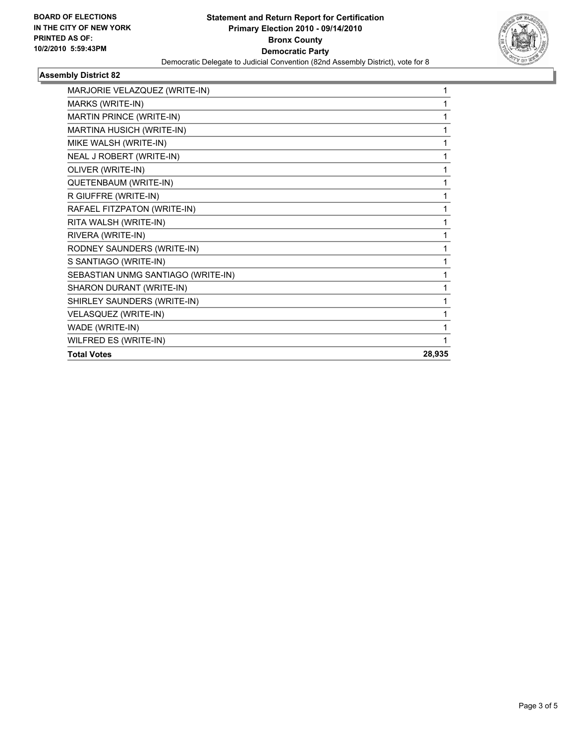**BOARD OF ELECTIONS IN THE CITY OF NEW YORK PRINTED AS OF: 10/2/2010 5:59:43PM**

**Statement and Return Report for Certification**
**Primary Election 2010 - 09/14/2010**
**Bronx County**
**Democratic Party**
Democratic Delegate to Judicial Convention (82nd Assembly District), vote for 8

**Assembly District 82**

| | |
|---|---|
| MARJORIE VELAZQUEZ (WRITE-IN) | 1 |
| MARKS (WRITE-IN) | 1 |
| MARTIN PRINCE (WRITE-IN) | 1 |
| MARTINA HUSICH (WRITE-IN) | 1 |
| MIKE WALSH (WRITE-IN) | 1 |
| NEAL J ROBERT (WRITE-IN) | 1 |
| OLIVER (WRITE-IN) | 1 |
| QUETENBAUM (WRITE-IN) | 1 |
| R GIUFFRE (WRITE-IN) | 1 |
| RAFAEL FITZPATON (WRITE-IN) | 1 |
| RITA WALSH (WRITE-IN) | 1 |
| RIVERA (WRITE-IN) | 1 |
| RODNEY SAUNDERS (WRITE-IN) | 1 |
| S SANTIAGO (WRITE-IN) | 1 |
| SEBASTIAN UNMG SANTIAGO (WRITE-IN) | 1 |
| SHARON DURANT (WRITE-IN) | 1 |
| SHIRLEY SAUNDERS (WRITE-IN) | 1 |
| VELASQUEZ (WRITE-IN) | 1 |
| WADE (WRITE-IN) | 1 |
| WILFRED ES (WRITE-IN) | 1 |
| **Total Votes** | **28,935** |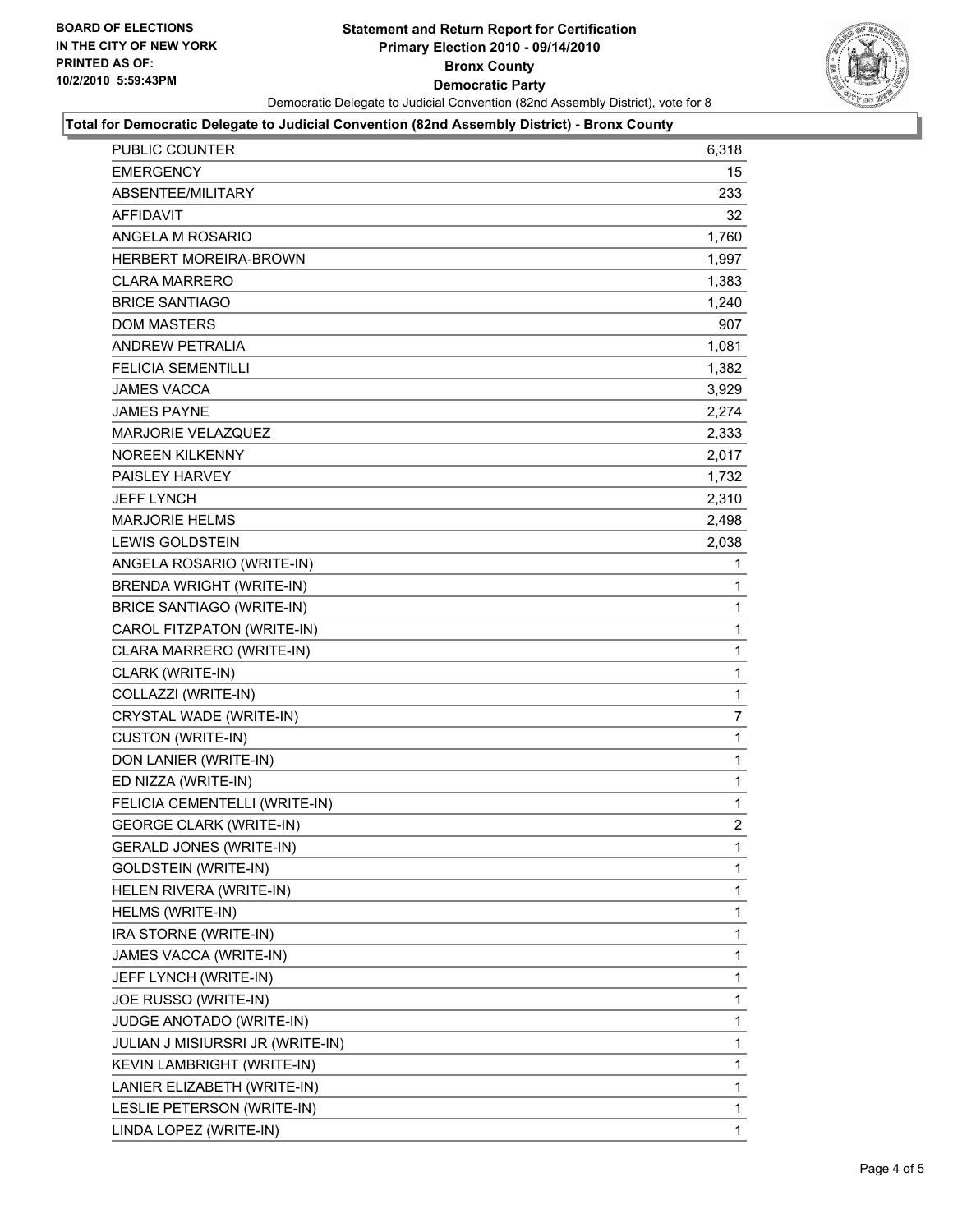**BOARD OF ELECTIONS IN THE CITY OF NEW YORK PRINTED AS OF: 10/2/2010 5:59:43PM**

# Statement and Return Report for Certification
## Primary Election 2010 - 09/14/2010
## Bronx County
## Democratic Party

Democratic Delegate to Judicial Convention (82nd Assembly District), vote for 8

### Total for Democratic Delegate to Judicial Convention (82nd Assembly District) - Bronx County

| | |
|---|---|
| PUBLIC COUNTER | 6,318 |
| EMERGENCY | 15 |
| ABSENTEE/MILITARY | 233 |
| AFFIDAVIT | 32 |
| ANGELA M ROSARIO | 1,760 |
| HERBERT MOREIRA-BROWN | 1,997 |
| CLARA MARRERO | 1,383 |
| BRICE SANTIAGO | 1,240 |
| DOM MASTERS | 907 |
| ANDREW PETRALIA | 1,081 |
| FELICIA SEMENTILLI | 1,382 |
| JAMES VACCA | 3,929 |
| JAMES PAYNE | 2,274 |
| MARJORIE VELAZQUEZ | 2,333 |
| NOREEN KILKENNY | 2,017 |
| PAISLEY HARVEY | 1,732 |
| JEFF LYNCH | 2,310 |
| MARJORIE HELMS | 2,498 |
| LEWIS GOLDSTEIN | 2,038 |
| ANGELA ROSARIO (WRITE-IN) | 1 |
| BRENDA WRIGHT (WRITE-IN) | 1 |
| BRICE SANTIAGO (WRITE-IN) | 1 |
| CAROL FITZPATON (WRITE-IN) | 1 |
| CLARA MARRERO (WRITE-IN) | 1 |
| CLARK (WRITE-IN) | 1 |
| COLLAZZI (WRITE-IN) | 1 |
| CRYSTAL WADE (WRITE-IN) | 7 |
| CUSTON (WRITE-IN) | 1 |
| DON LANIER (WRITE-IN) | 1 |
| ED NIZZA (WRITE-IN) | 1 |
| FELICIA CEMENTELLI (WRITE-IN) | 1 |
| GEORGE CLARK (WRITE-IN) | 2 |
| GERALD JONES (WRITE-IN) | 1 |
| GOLDSTEIN (WRITE-IN) | 1 |
| HELEN RIVERA (WRITE-IN) | 1 |
| HELMS (WRITE-IN) | 1 |
| IRA STORNE (WRITE-IN) | 1 |
| JAMES VACCA (WRITE-IN) | 1 |
| JEFF LYNCH (WRITE-IN) | 1 |
| JOE RUSSO (WRITE-IN) | 1 |
| JUDGE ANOTADO (WRITE-IN) | 1 |
| JULIAN J MISIURSRI JR (WRITE-IN) | 1 |
| KEVIN LAMBRIGHT (WRITE-IN) | 1 |
| LANIER ELIZABETH (WRITE-IN) | 1 |
| LESLIE PETERSON (WRITE-IN) | 1 |
| LINDA LOPEZ (WRITE-IN) | 1 |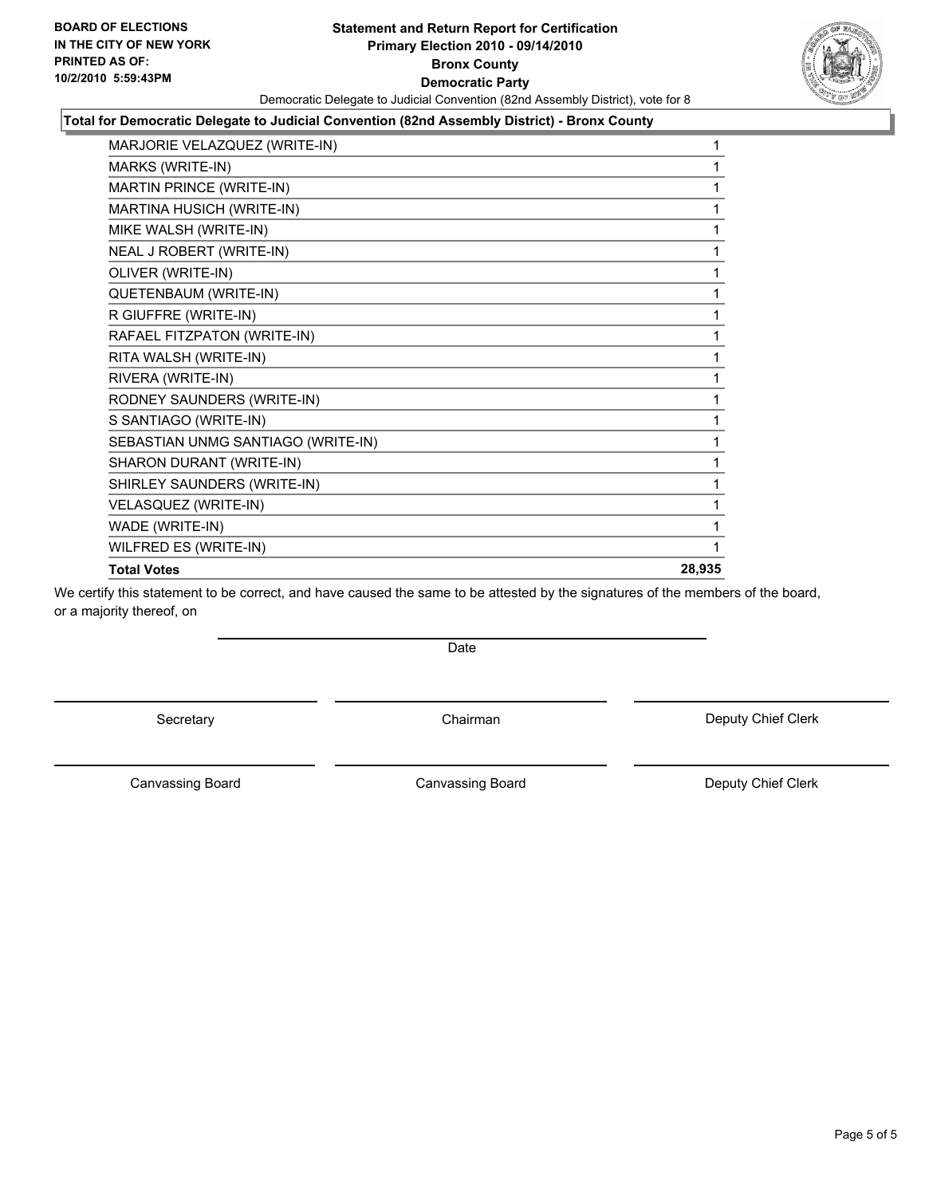**BOARD OF ELECTIONS IN THE CITY OF NEW YORK PRINTED AS OF: 10/2/2010 5:59:43PM**

# Statement and Return Report for Certification
## Primary Election 2010 - 09/14/2010
## Bronx County
## Democratic Party

Democratic Delegate to Judicial Convention (82nd Assembly District), vote for 8

### Total for Democratic Delegate to Judicial Convention (82nd Assembly District) - Bronx County

| | |
|---|---|
| MARJORIE VELAZQUEZ (WRITE-IN) | 1 |
| MARKS (WRITE-IN) | 1 |
| MARTIN PRINCE (WRITE-IN) | 1 |
| MARTINA HUSICH (WRITE-IN) | 1 |
| MIKE WALSH (WRITE-IN) | 1 |
| NEAL J ROBERT (WRITE-IN) | 1 |
| OLIVER (WRITE-IN) | 1 |
| QUETENBAUM (WRITE-IN) | 1 |
| R GIUFFRE (WRITE-IN) | 1 |
| RAFAEL FITZPATON (WRITE-IN) | 1 |
| RITA WALSH (WRITE-IN) | 1 |
| RIVERA (WRITE-IN) | 1 |
| RODNEY SAUNDERS (WRITE-IN) | 1 |
| S SANTIAGO (WRITE-IN) | 1 |
| SEBASTIAN UNMG SANTIAGO (WRITE-IN) | 1 |
| SHARON DURANT (WRITE-IN) | 1 |
| SHIRLEY SAUNDERS (WRITE-IN) | 1 |
| VELASQUEZ (WRITE-IN) | 1 |
| WADE (WRITE-IN) | 1 |
| WILFRED ES (WRITE-IN) | 1 |
| **Total Votes** | **28,935** |

We certify this statement to be correct, and have caused the same to be attested by the signatures of the members of the board, or a majority thereof, on

Date

Secretary | Chairman | Deputy Chief Clerk

Canvassing Board | Canvassing Board | Deputy Chief Clerk